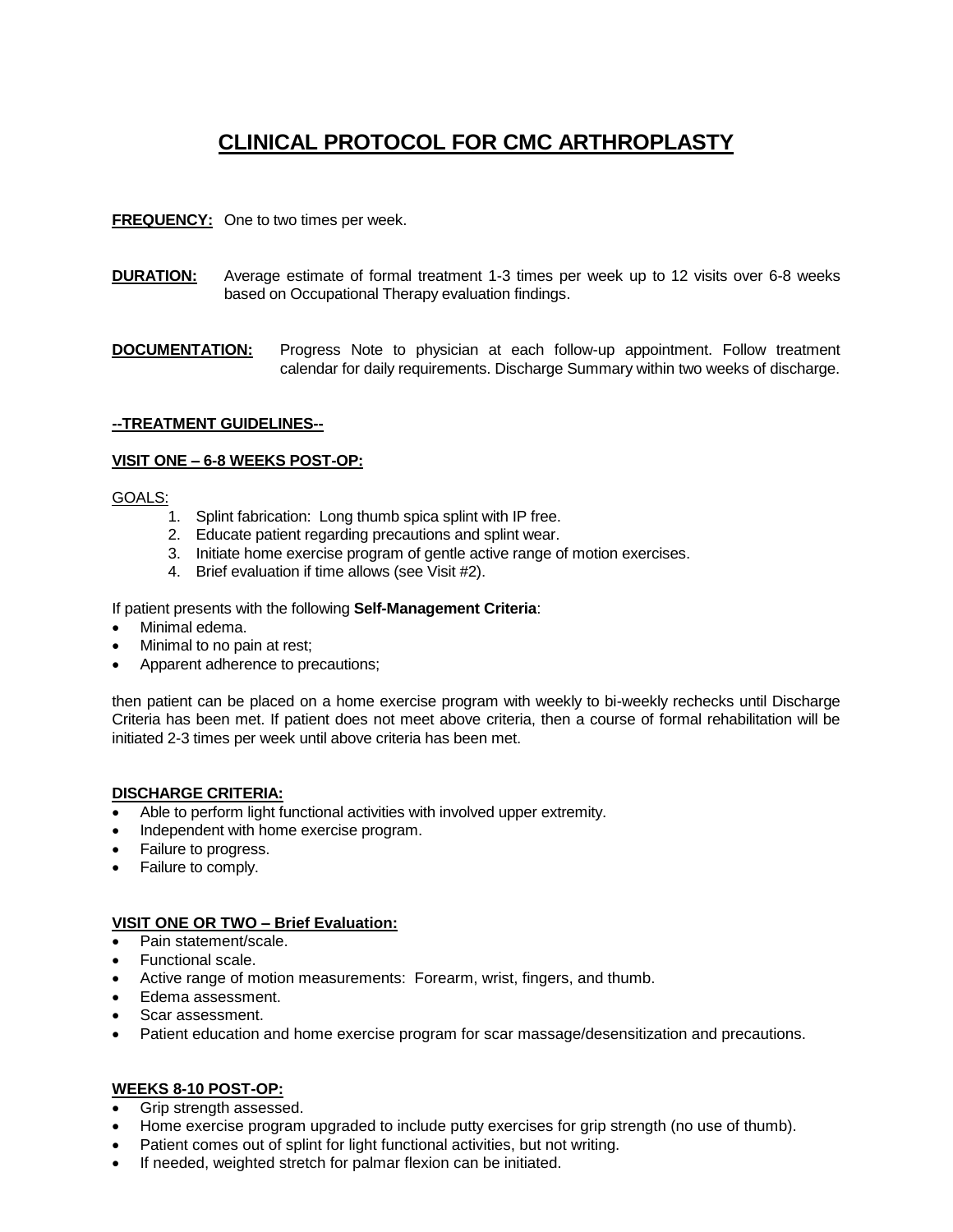# CLINICAL PROTOCOL FOR CMC ARTHROPLASTY

**FREQUENCY:** One to two times per week.

**DURATION:** Average estimate of formal treatment 1-3 times per week up to 12 visits over 6-8 weeks based on Occupational Therapy evaluation findings.

**DOCUMENTATION:** Progress Note to physician at each follow-up appointment. Follow treatment calendar for daily requirements. Discharge Summary within two weeks of discharge.

## --TREATMENT GUIDELINES--

### VISIT ONE – 6-8 WEEKS POST-OP:

GOALS:

1. Splint fabrication: Long thumb spica splint with IP free.
2. Educate patient regarding precautions and splint wear.
3. Initiate home exercise program of gentle active range of motion exercises.
4. Brief evaluation if time allows (see Visit #2).

If patient presents with the following **Self-Management Criteria**:

- Minimal edema.
- Minimal to no pain at rest;
- Apparent adherence to precautions;

then patient can be placed on a home exercise program with weekly to bi-weekly rechecks until Discharge Criteria has been met. If patient does not meet above criteria, then a course of formal rehabilitation will be initiated 2-3 times per week until above criteria has been met.

### DISCHARGE CRITERIA:

- Able to perform light functional activities with involved upper extremity.
- Independent with home exercise program.
- Failure to progress.
- Failure to comply.

### VISIT ONE OR TWO – Brief Evaluation:

- Pain statement/scale.
- Functional scale.
- Active range of motion measurements: Forearm, wrist, fingers, and thumb.
- Edema assessment.
- Scar assessment.
- Patient education and home exercise program for scar massage/desensitization and precautions.

### WEEKS 8-10 POST-OP:

- Grip strength assessed.
- Home exercise program upgraded to include putty exercises for grip strength (no use of thumb).
- Patient comes out of splint for light functional activities, but not writing.
- If needed, weighted stretch for palmar flexion can be initiated.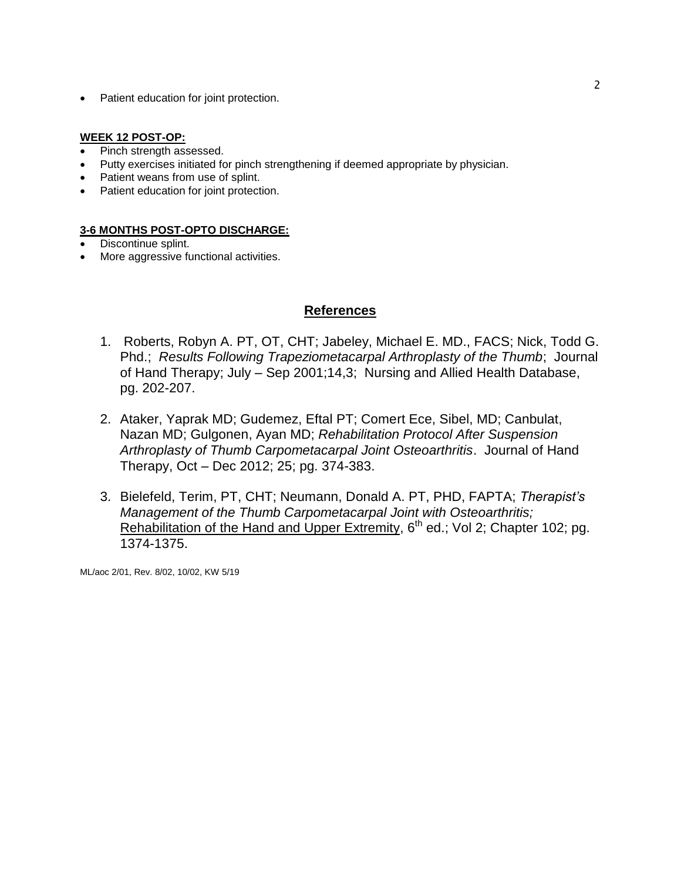- Patient education for joint protection.

**WEEK 12 POST-OP:**

- Pinch strength assessed.
- Putty exercises initiated for pinch strengthening if deemed appropriate by physician.
- Patient weans from use of splint.
- Patient education for joint protection.

**3-6 MONTHS POST-OPTO DISCHARGE:**

- Discontinue splint.
- More aggressive functional activities.

## References

1. Roberts, Robyn A. PT, OT, CHT; Jabeley, Michael E. MD., FACS; Nick, Todd G. Phd.; *Results Following Trapeziometacarpal Arthroplasty of the Thumb*; Journal of Hand Therapy; July – Sep 2001;14,3; Nursing and Allied Health Database, pg. 202-207.

2. Ataker, Yaprak MD; Gudemez, Eftal PT; Comert Ece, Sibel, MD; Canbulat, Nazan MD; Gulgonen, Ayan MD; *Rehabilitation Protocol After Suspension Arthroplasty of Thumb Carpometacarpal Joint Osteoarthritis*. Journal of Hand Therapy, Oct – Dec 2012; 25; pg. 374-383.

3. Bielefeld, Terim, PT, CHT; Neumann, Donald A. PT, PHD, FAPTA; *Therapist's Management of the Thumb Carpometacarpal Joint with Osteoarthritis;* Rehabilitation of the Hand and Upper Extremity, 6th ed.; Vol 2; Chapter 102; pg. 1374-1375.

ML/aoc 2/01, Rev. 8/02, 10/02, KW 5/19